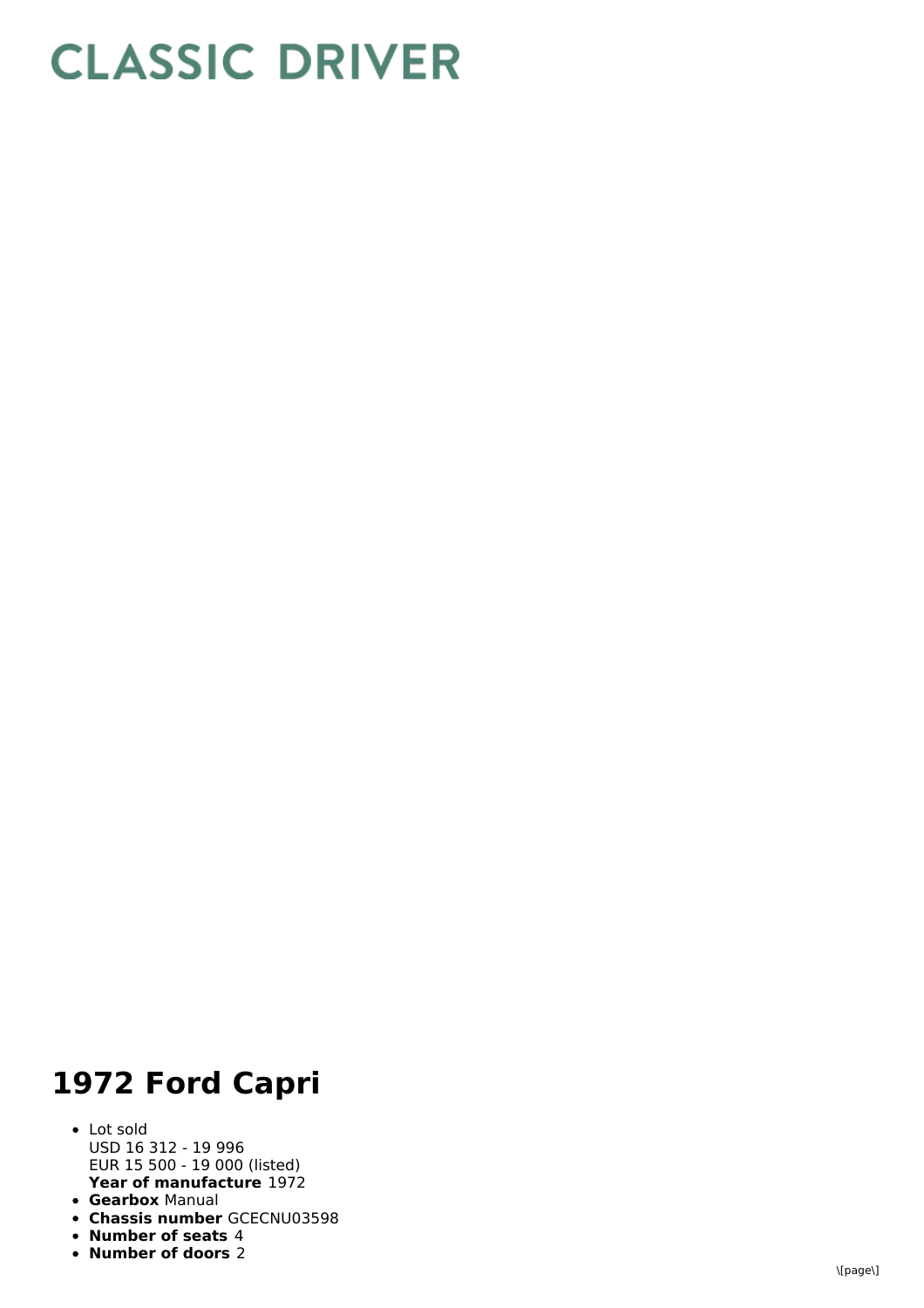# CLASSIC DRIVER

## 1972 Ford Capri

- Lot sold
  USD 16 312 - 19 996
  EUR 15 500 - 19 000 (listed)
  **Year of manufacture** 1972
- **Gearbox** Manual
- **Chassis number** GCECNU03598
- **Number of seats** 4
- **Number of doors** 2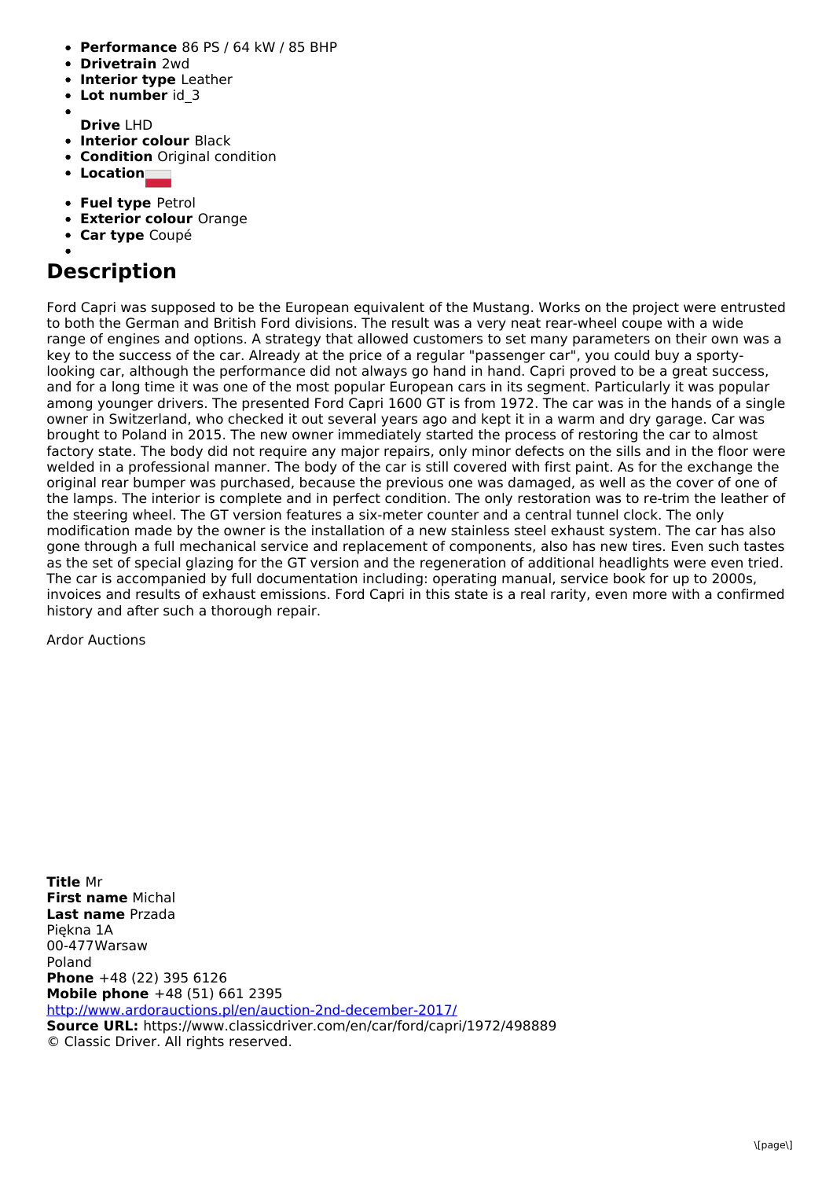- **Performance** 86 PS / 64 kW / 85 BHP
- **Drivetrain** 2wd
- **Interior type** Leather
- **Lot number** id_3
- **Drive** LHD
- **Interior colour** Black
- **Condition** Original condition
- **Location**
- **Fuel type** Petrol
- **Exterior colour** Orange
- **Car type** Coupé

## Description

Ford Capri was supposed to be the European equivalent of the Mustang. Works on the project were entrusted to both the German and British Ford divisions. The result was a very neat rear-wheel coupe with a wide range of engines and options. A strategy that allowed customers to set many parameters on their own was a key to the success of the car. Already at the price of a regular "passenger car", you could buy a sporty-looking car, although the performance did not always go hand in hand. Capri proved to be a great success, and for a long time it was one of the most popular European cars in its segment. Particularly it was popular among younger drivers. The presented Ford Capri 1600 GT is from 1972. The car was in the hands of a single owner in Switzerland, who checked it out several years ago and kept it in a warm and dry garage. Car was brought to Poland in 2015. The new owner immediately started the process of restoring the car to almost factory state. The body did not require any major repairs, only minor defects on the sills and in the floor were welded in a professional manner. The body of the car is still covered with first paint. As for the exchange the original rear bumper was purchased, because the previous one was damaged, as well as the cover of one of the lamps. The interior is complete and in perfect condition. The only restoration was to re-trim the leather of the steering wheel. The GT version features a six-meter counter and a central tunnel clock. The only modification made by the owner is the installation of a new stainless steel exhaust system. The car has also gone through a full mechanical service and replacement of components, also has new tires. Even such tastes as the set of special glazing for the GT version and the regeneration of additional headlights were even tried. The car is accompanied by full documentation including: operating manual, service book for up to 2000s, invoices and results of exhaust emissions. Ford Capri in this state is a real rarity, even more with a confirmed history and after such a thorough repair.

Ardor Auctions

**Title** Mr
**First name** Michal
**Last name** Przada
Piękna 1A
00-477Warsaw
Poland
**Phone** +48 (22) 395 6126
**Mobile phone** +48 (51) 661 2395
http://www.ardorauctions.pl/en/auction-2nd-december-2017/
**Source URL:** https://www.classicdriver.com/en/car/ford/capri/1972/498889
© Classic Driver. All rights reserved.